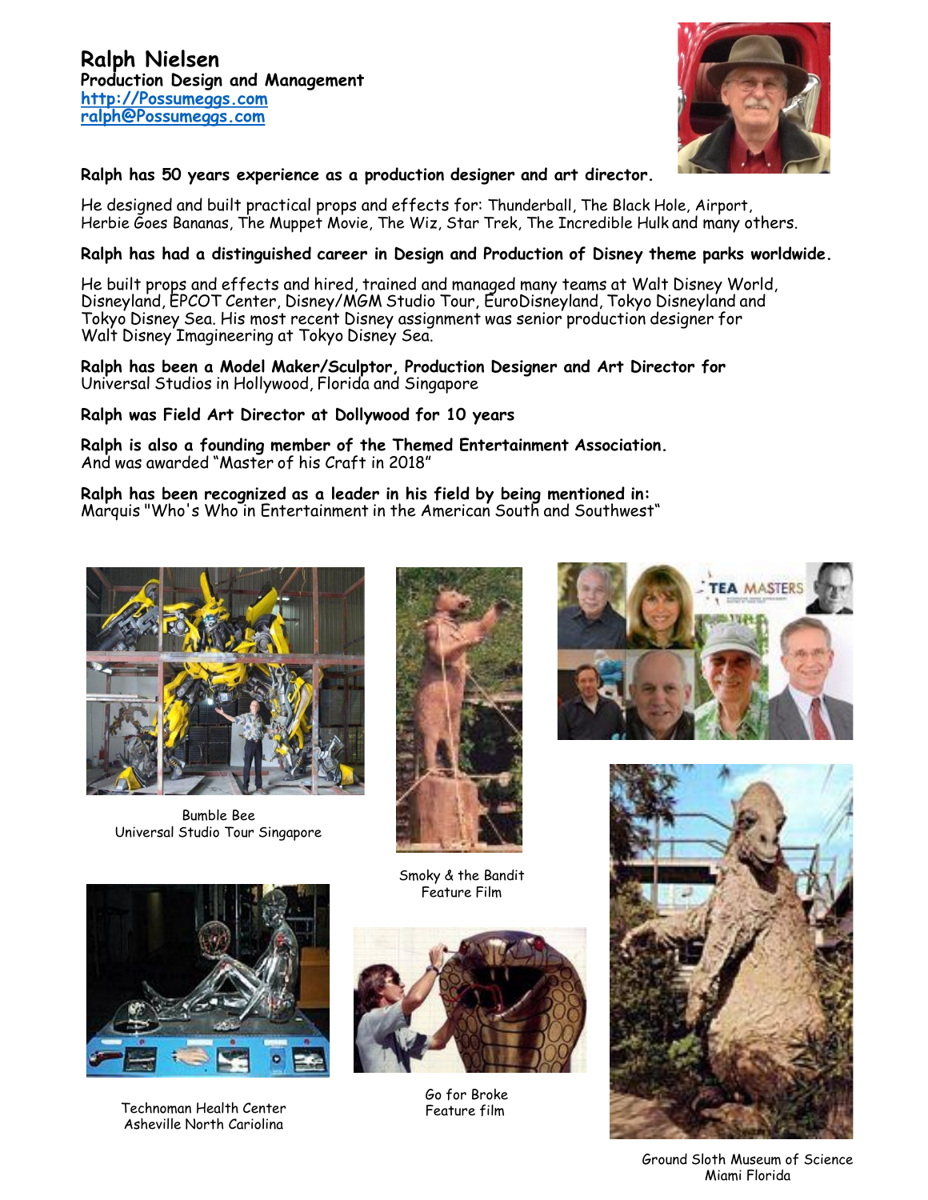# Ralph Nielsen

**Production Design and Management**
**http://Possumeggs.com**
**ralph@Possumeggs.com**

**Ralph has 50 years experience as a production designer and art director.**

He designed and built practical props and effects for: Thunderball, The Black Hole, Airport, Herbie Goes Bananas, The Muppet Movie, The Wiz, Star Trek, The Incredible Hulk and many others.

**Ralph has had a distinguished career in Design and Production of Disney theme parks worldwide.**

He built props and effects and hired, trained and managed many teams at Walt Disney World, Disneyland, EPCOT Center, Disney/MGM Studio Tour, EuroDisneyland, Tokyo Disneyland and Tokyo Disney Sea. His most recent Disney assignment was senior production designer for Walt Disney Imagineering at Tokyo Disney Sea.

**Ralph has been a Model Maker/Sculptor, Production Designer and Art Director for** Universal Studios in Hollywood, Florida and Singapore

**Ralph was Field Art Director at Dollywood for 10 years**

**Ralph is also a founding member of the Themed Entertainment Association.**
And was awarded "Master of his Craft in 2018"

**Ralph has been recognized as a leader in his field by being mentioned in:**
Marquis "Who's Who in Entertainment in the American South and Southwest"

Bumble Bee
Universal Studio Tour Singapore

Smoky & the Bandit
Feature Film

Technoman Health Center
Asheville North Cariolina

Go for Broke
Feature film

Ground Sloth Museum of Science
Miami Florida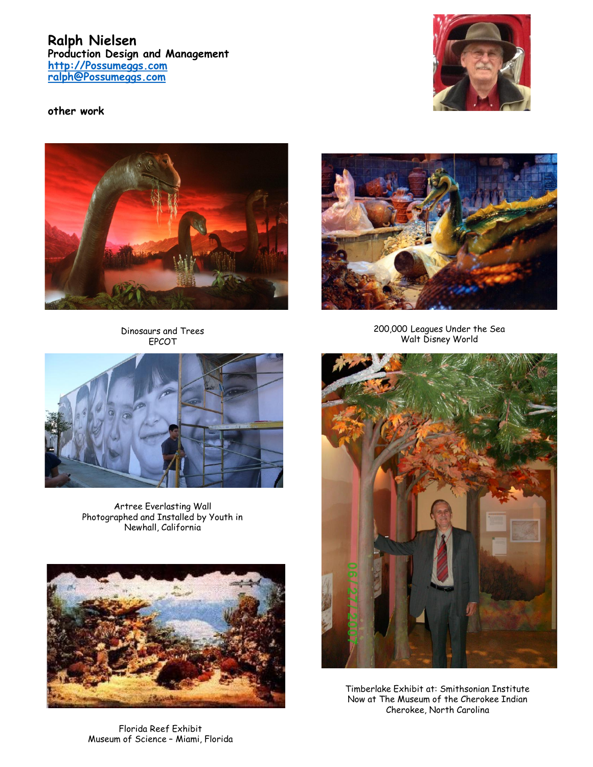**Ralph Nielsen**
**Production Design and Management**
[http://Possumeggs.com](http://Possumeggs.com)
[ralph@Possumeggs.com](mailto:ralph@Possumeggs.com)

**other work**

Dinosaurs and Trees
EPCOT

200,000 Leagues Under the Sea
Walt Disney World

Artree Everlasting Wall
Photographed and Installed by Youth in
Newhall, California

Timberlake Exhibit at: Smithsonian Institute
Now at The Museum of the Cherokee Indian
Cherokee, North Carolina

Florida Reef Exhibit
Museum of Science – Miami, Florida